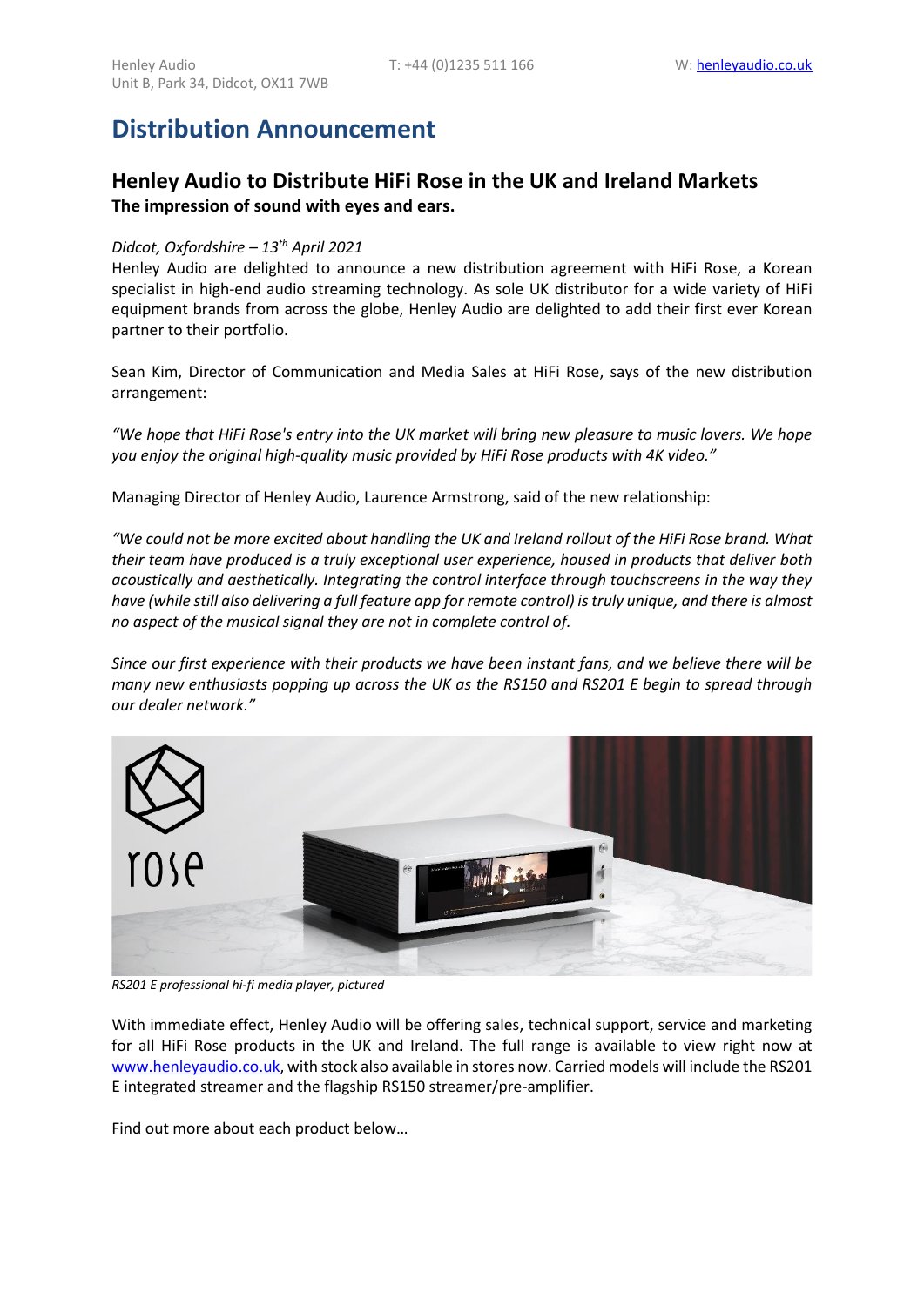Henley Audio
Unit B, Park 34, Didcot, OX11 7WB

T: +44 (0)1235 511 166

W: [henleyaudio.co.uk](http://henleyaudio.co.uk)

# Distribution Announcement

## Henley Audio to Distribute HiFi Rose in the UK and Ireland Markets

**The impression of sound with eyes and ears.**

*Didcot, Oxfordshire – 13th April 2021*

Henley Audio are delighted to announce a new distribution agreement with HiFi Rose, a Korean specialist in high-end audio streaming technology. As sole UK distributor for a wide variety of HiFi equipment brands from across the globe, Henley Audio are delighted to add their first ever Korean partner to their portfolio.

Sean Kim, Director of Communication and Media Sales at HiFi Rose, says of the new distribution arrangement:

*"We hope that HiFi Rose's entry into the UK market will bring new pleasure to music lovers. We hope you enjoy the original high-quality music provided by HiFi Rose products with 4K video."*

Managing Director of Henley Audio, Laurence Armstrong, said of the new relationship:

*"We could not be more excited about handling the UK and Ireland rollout of the HiFi Rose brand. What their team have produced is a truly exceptional user experience, housed in products that deliver both acoustically and aesthetically. Integrating the control interface through touchscreens in the way they have (while still also delivering a full feature app for remote control) is truly unique, and there is almost no aspect of the musical signal they are not in complete control of.*

*Since our first experience with their products we have been instant fans, and we believe there will be many new enthusiasts popping up across the UK as the RS150 and RS201 E begin to spread through our dealer network."*

*RS201 E professional hi-fi media player, pictured*

With immediate effect, Henley Audio will be offering sales, technical support, service and marketing for all HiFi Rose products in the UK and Ireland. The full range is available to view right now at [www.henleyaudio.co.uk](http://www.henleyaudio.co.uk), with stock also available in stores now. Carried models will include the RS201 E integrated streamer and the flagship RS150 streamer/pre-amplifier.

Find out more about each product below…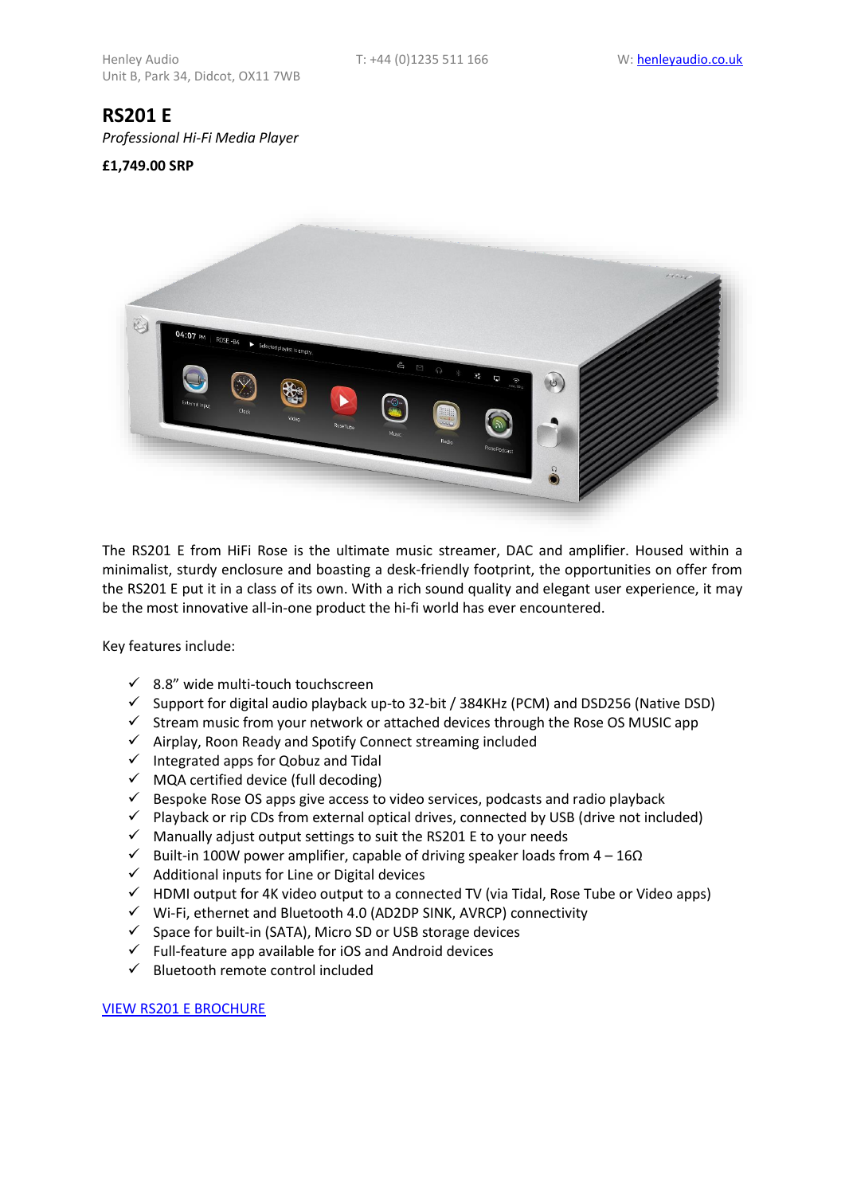Henley Audio
Unit B, Park 34, Didcot, OX11 7WB

T: +44 (0)1235 511 166

W: [henleyaudio.co.uk](henleyaudio.co.uk)

## RS201 E

*Professional Hi-Fi Media Player*

**£1,749.00 SRP**

The RS201 E from HiFi Rose is the ultimate music streamer, DAC and amplifier. Housed within a minimalist, sturdy enclosure and boasting a desk-friendly footprint, the opportunities on offer from the RS201 E put it in a class of its own. With a rich sound quality and elegant user experience, it may be the most innovative all-in-one product the hi-fi world has ever encountered.

Key features include:

- ✓ 8.8" wide multi-touch touchscreen
- ✓ Support for digital audio playback up-to 32-bit / 384KHz (PCM) and DSD256 (Native DSD)
- ✓ Stream music from your network or attached devices through the Rose OS MUSIC app
- ✓ Airplay, Roon Ready and Spotify Connect streaming included
- ✓ Integrated apps for Qobuz and Tidal
- ✓ MQA certified device (full decoding)
- ✓ Bespoke Rose OS apps give access to video services, podcasts and radio playback
- ✓ Playback or rip CDs from external optical drives, connected by USB (drive not included)
- ✓ Manually adjust output settings to suit the RS201 E to your needs
- ✓ Built-in 100W power amplifier, capable of driving speaker loads from 4 – 16Ω
- ✓ Additional inputs for Line or Digital devices
- ✓ HDMI output for 4K video output to a connected TV (via Tidal, Rose Tube or Video apps)
- ✓ Wi-Fi, ethernet and Bluetooth 4.0 (AD2DP SINK, AVRCP) connectivity
- ✓ Space for built-in (SATA), Micro SD or USB storage devices
- ✓ Full-feature app available for iOS and Android devices
- ✓ Bluetooth remote control included

VIEW RS201 E BROCHURE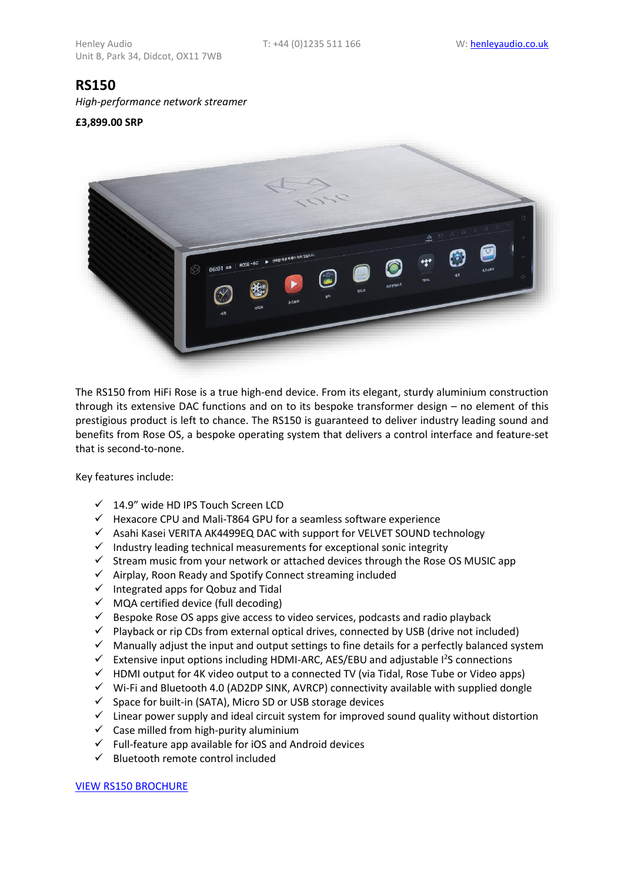Henley Audio
Unit B, Park 34, Didcot, OX11 7WB

T: +44 (0)1235 511 166

W: [henleyaudio.co.uk](henleyaudio.co.uk)

# RS150

*High-performance network streamer*

**£3,899.00 SRP**

The RS150 from HiFi Rose is a true high-end device. From its elegant, sturdy aluminium construction through its extensive DAC functions and on to its bespoke transformer design – no element of this prestigious product is left to chance. The RS150 is guaranteed to deliver industry leading sound and benefits from Rose OS, a bespoke operating system that delivers a control interface and feature-set that is second-to-none.

Key features include:

- ✓ 14.9” wide HD IPS Touch Screen LCD
- ✓ Hexacore CPU and Mali-T864 GPU for a seamless software experience
- ✓ Asahi Kasei VERITA AK4499EQ DAC with support for VELVET SOUND technology
- ✓ Industry leading technical measurements for exceptional sonic integrity
- ✓ Stream music from your network or attached devices through the Rose OS MUSIC app
- ✓ Airplay, Roon Ready and Spotify Connect streaming included
- ✓ Integrated apps for Qobuz and Tidal
- ✓ MQA certified device (full decoding)
- ✓ Bespoke Rose OS apps give access to video services, podcasts and radio playback
- ✓ Playback or rip CDs from external optical drives, connected by USB (drive not included)
- ✓ Manually adjust the input and output settings to fine details for a perfectly balanced system
- ✓ Extensive input options including HDMI-ARC, AES/EBU and adjustable $I^2S$ connections
- ✓ HDMI output for 4K video output to a connected TV (via Tidal, Rose Tube or Video apps)
- ✓ Wi-Fi and Bluetooth 4.0 (AD2DP SINK, AVRCP) connectivity available with supplied dongle
- ✓ Space for built-in (SATA), Micro SD or USB storage devices
- ✓ Linear power supply and ideal circuit system for improved sound quality without distortion
- ✓ Case milled from high-purity aluminium
- ✓ Full-feature app available for iOS and Android devices
- ✓ Bluetooth remote control included

[VIEW RS150 BROCHURE]()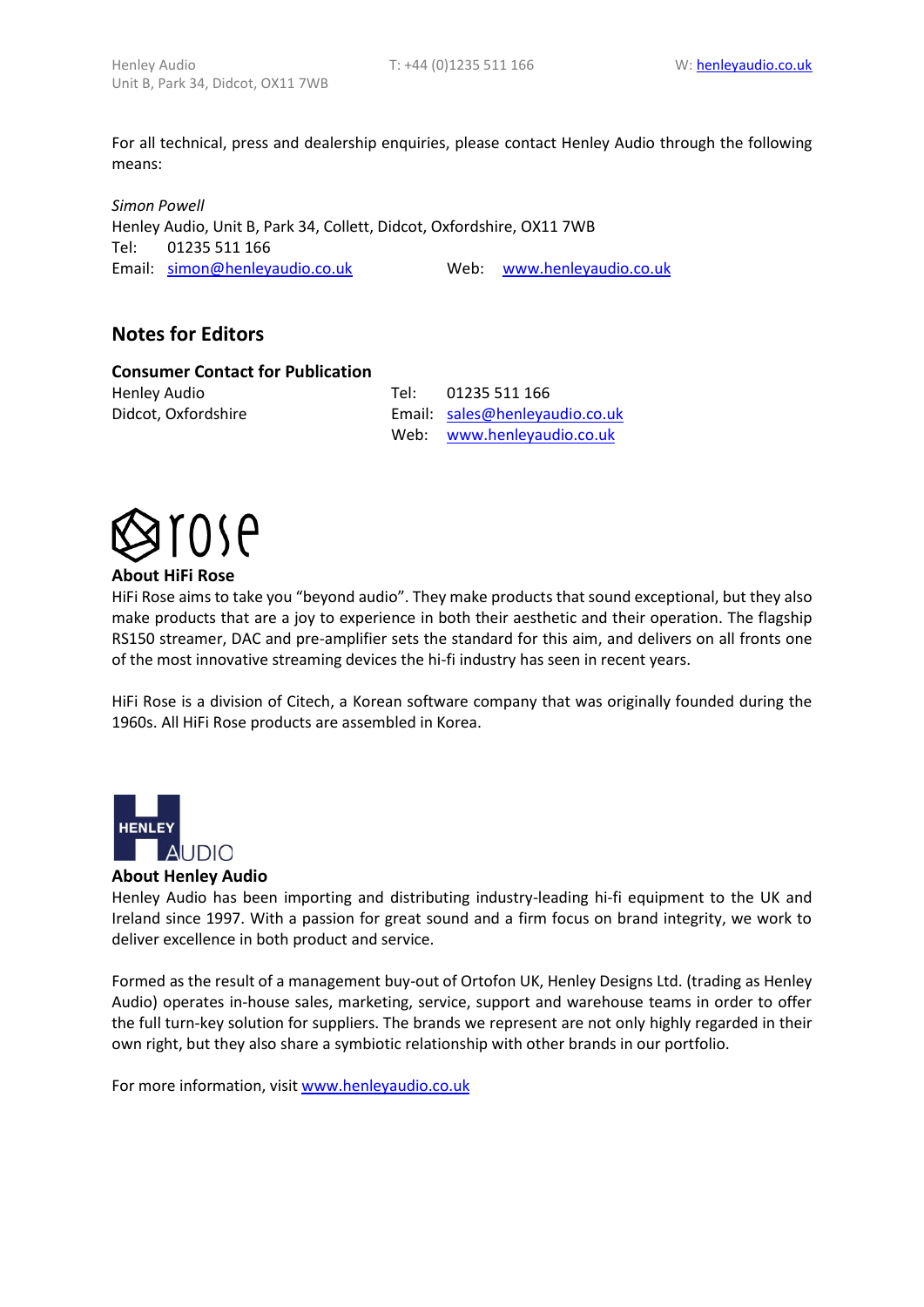For all technical, press and dealership enquiries, please contact Henley Audio through the following means:

*Simon Powell*
Henley Audio, Unit B, Park 34, Collett, Didcot, Oxfordshire, OX11 7WB
Tel: 01235 511 166
Email: simon@henleyaudio.co.uk Web: www.henleyaudio.co.uk

## Notes for Editors

**Consumer Contact for Publication**

Henley Audio
Didcot, Oxfordshire

Tel: 01235 511 166
Email: sales@henleyaudio.co.uk
Web: www.henleyaudio.co.uk

**About HiFi Rose**

HiFi Rose aims to take you "beyond audio". They make products that sound exceptional, but they also make products that are a joy to experience in both their aesthetic and their operation. The flagship RS150 streamer, DAC and pre-amplifier sets the standard for this aim, and delivers on all fronts one of the most innovative streaming devices the hi-fi industry has seen in recent years.

HiFi Rose is a division of Citech, a Korean software company that was originally founded during the 1960s. All HiFi Rose products are assembled in Korea.

**About Henley Audio**

Henley Audio has been importing and distributing industry-leading hi-fi equipment to the UK and Ireland since 1997. With a passion for great sound and a firm focus on brand integrity, we work to deliver excellence in both product and service.

Formed as the result of a management buy-out of Ortofon UK, Henley Designs Ltd. (trading as Henley Audio) operates in-house sales, marketing, service, support and warehouse teams in order to offer the full turn-key solution for suppliers. The brands we represent are not only highly regarded in their own right, but they also share a symbiotic relationship with other brands in our portfolio.

For more information, visit www.henleyaudio.co.uk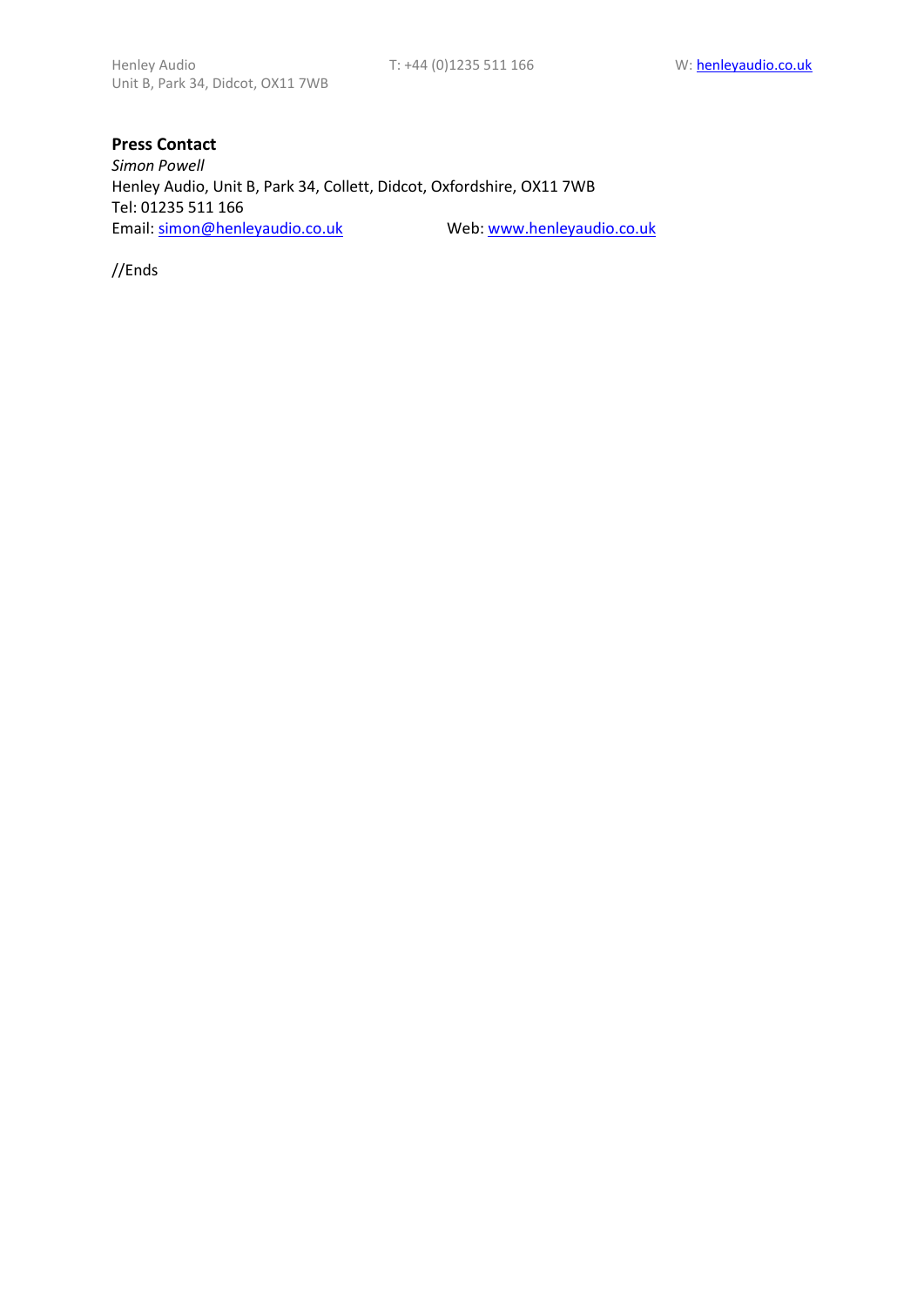**Press Contact**

*Simon Powell*

Henley Audio, Unit B, Park 34, Collett, Didcot, Oxfordshire, OX11 7WB

Tel: 01235 511 166

Email: simon@henleyaudio.co.uk Web: www.henleyaudio.co.uk

//Ends